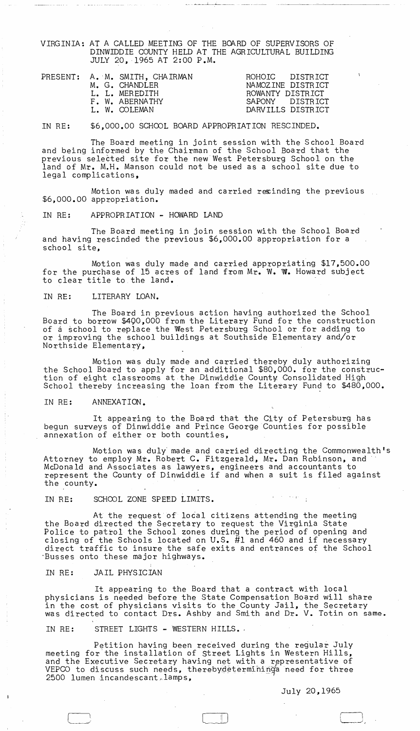VIRGINIA: AT A CALLED MEETING OF THE BOARD OF SUPERVISORS OF DINWIDDIE COUNTY HELD AT THE AGRICULTURAL BUILDING JULY 20, 1965 AT 2:00 P.M.

| PRESENT: | | |
|---|---|---|
| | A. M. SMITH, CHAIRMAN | ROHOIC DISTRICT |
| | M. G. CHANDLER | NAMOZINE DISTRICT |
| | L. L. MEREDITH | ROWANTY DISTRICT |
| | F. W. ABERNATHY | SAPONY DISTRICT |
| | L. W. COLEMAN | DARVILLS DISTRICT |

IN RE: $6,000.00 SCHOOL BOARD APPROPRIATION RESCINDED.

The Board meeting in joint session with the School Board and being informed by the Chairman of the School Board that the previous selected site for the new West Petersburg School on the land of Mr. M.H. Manson could not be used as a school site due to legal complications,

Motion was duly maded and carried rescinding the previous $6,000.00 appropriation.

IN RE: APPROPRIATION - HOWARD LAND

The Board meeting in join session with the School Board and having rescinded the previous $6,000.00 appropriation for a school site,

Motion was duly made and carried appropriating $17,500.00 for the purchase of 15 acres of land from Mr. W. W. Howard subject to clear title to the land.

IN RE: LITERARY LOAN.

The Board in previous action having authorized the School Board to borrow $400,000 from the Literary Fund for the construction of a school to replace the West Petersburg School or for adding to or improving the school buildings at Southside Elementary and/or Northside Elementary,

Motion was duly made and carried thereby duly authorizing the School Board to apply for an additional $80,000. for the construction of eight classrooms at the Dinwiddie County Consolidated High School thereby increasing the loan from the Literary Fund to $480,000.

IN RE: ANNEXATION.

It appearing to the Board that the City of Petersburg has begun surveys of Dinwiddie and Prince George Counties for possible annexation of either or both counties,

Motion was duly made and carried directing the Commonwealth's Attorney to employ Mr. Robert C. Fitzgerald, Mr. Dan Robinson, and McDonald and Associates as lawyers, engineers and accountants to represent the County of Dinwiddie if and when a suit is filed against the county.

IN RE: SCHOOL ZONE SPEED LIMITS.

At the request of local citizens attending the meeting the Board directed the Secretary to request the Virginia State Police to patrol the School zones during the period of opening and closing of the Schools located on U.S. #1 and 460 and if necessary direct traffic to insure the safe exits and entrances of the School Busses onto these major highways.

IN RE: JAIL PHYSICIAN

It appearing to the Board that a contract with local physicians is needed before the State Compensation Board will share in the cost of physicians visits to the County Jail, the Secretary was directed to contact Drs. Ashby and Smith and Dr. V. Totin on same.

IN RE: STREET LIGHTS - WESTERN HILLS.

Petition having been received during the regular July meeting for the installation of Street Lights in Western Hills, and the Executive Secretary having net with a representative of VEPCO to discuss such needs, therebydetermininga need for three 2500 lumen incandescant lamps,

July 20,1965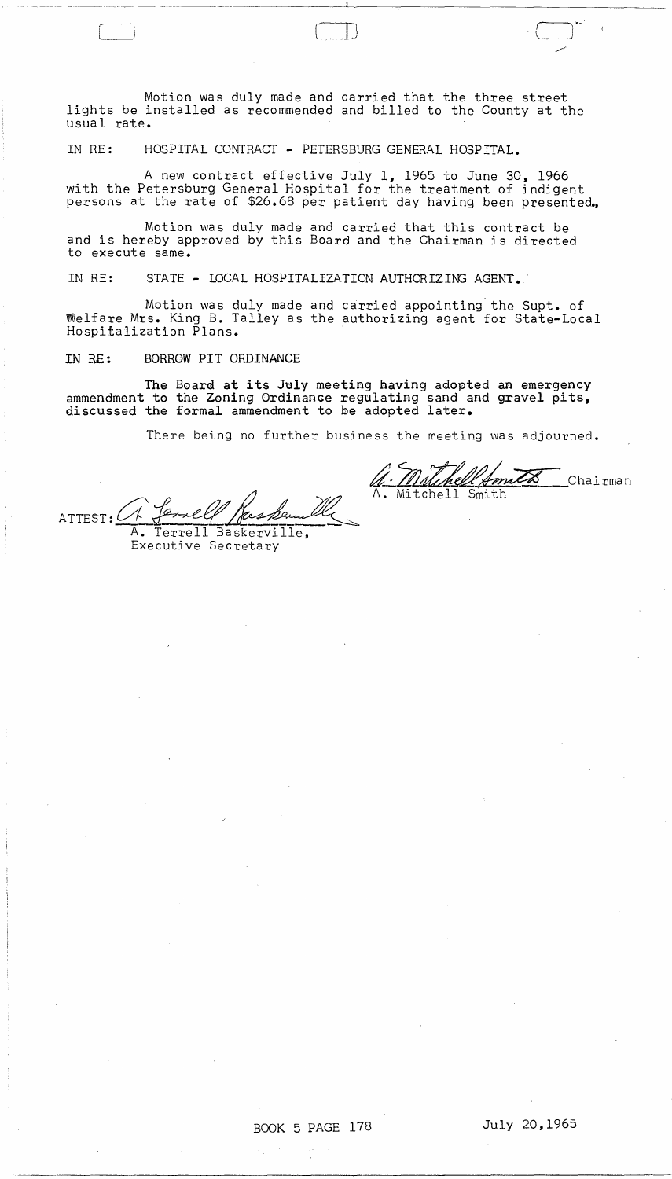Motion was duly made and carried that the three street lights be installed as recommended and billed to the County at the usual rate.

IN RE: HOSPITAL CONTRACT - PETERSBURG GENERAL HOSPITAL.

A new contract effective July 1, 1965 to June 30, 1966 with the Petersburg General Hospital for the treatment of indigent persons at the rate of $26.68 per patient day having been presented,

Motion was duly made and carried that this contract be and is hereby approved by this Board and the Chairman is directed to execute same.

IN RE: STATE - LOCAL HOSPITALIZATION AUTHORIZING AGENT.

Motion was duly made and carried appointing the Supt. of Welfare Mrs. King B. Talley as the authorizing agent for State-Local Hospitalization Plans.

IN RE: BORROW PIT ORDINANCE

The Board at its July meeting having adopted an emergency ammendment to the Zoning Ordinance regulating sand and gravel pits, discussed the formal ammendment to be adopted later.

There being no further business the meeting was adjourned.

A. Mitchell Smith, Chairman

ATTEST: A. Terrell Baskerville, Executive Secretary

BOOK 5 PAGE 178 July 20, 1965